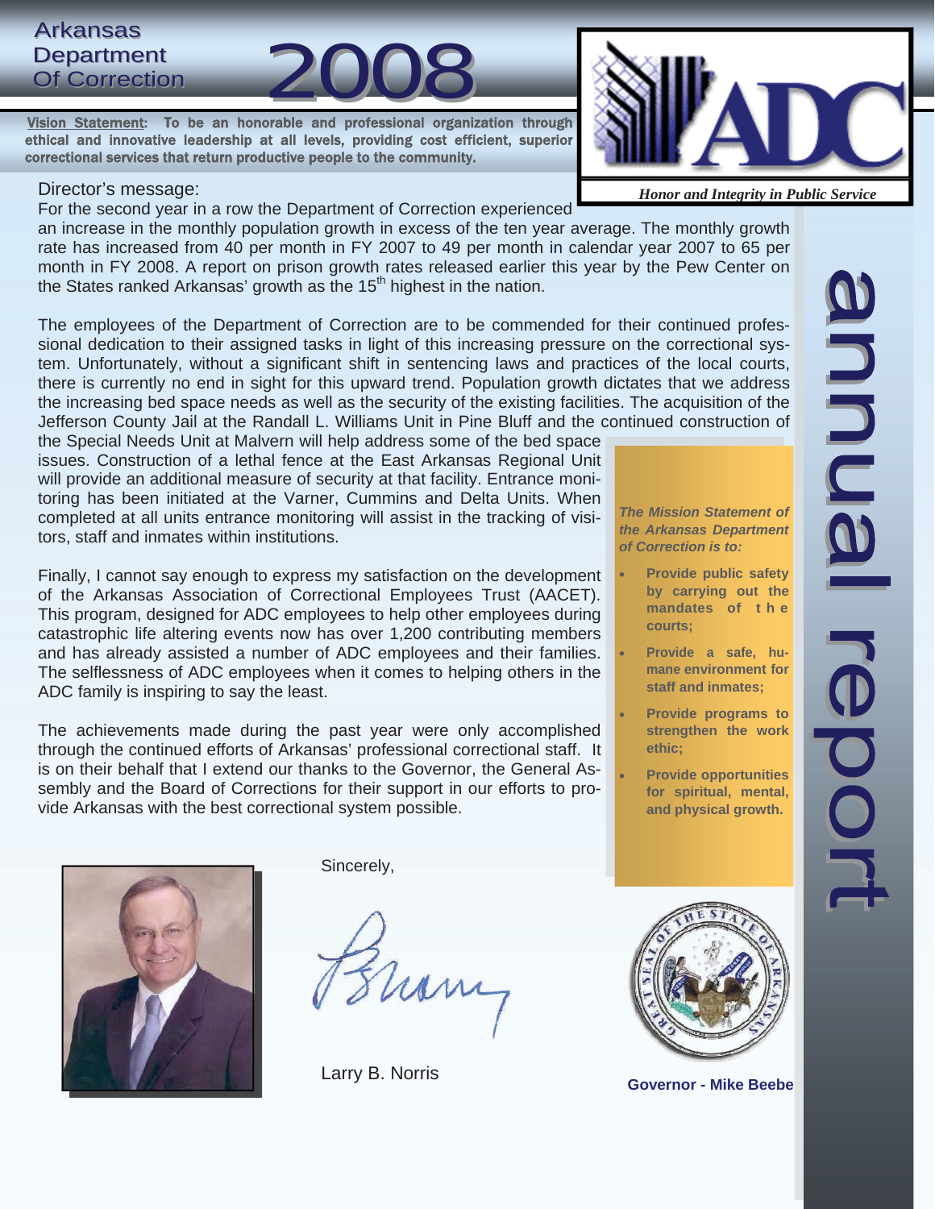# Arkansas Department Of Correction 2008

**annual report**

**Vision Statement: To be an honorable and professional organization through ethical and innovative leadership at all levels, providing cost efficient, superior correctional services that return productive people to the community.**

*Honor and Integrity in Public Service*

## Director's message:

For the second year in a row the Department of Correction experienced an increase in the monthly population growth in excess of the ten year average. The monthly growth rate has increased from 40 per month in FY 2007 to 49 per month in calendar year 2007 to 65 per month in FY 2008. A report on prison growth rates released earlier this year by the Pew Center on the States ranked Arkansas' growth as the 15th highest in the nation.

The employees of the Department of Correction are to be commended for their continued professional dedication to their assigned tasks in light of this increasing pressure on the correctional system. Unfortunately, without a significant shift in sentencing laws and practices of the local courts, there is currently no end in sight for this upward trend. Population growth dictates that we address the increasing bed space needs as well as the security of the existing facilities. The acquisition of the Jefferson County Jail at the Randall L. Williams Unit in Pine Bluff and the continued construction of the Special Needs Unit at Malvern will help address some of the bed space issues. Construction of a lethal fence at the East Arkansas Regional Unit will provide an additional measure of security at that facility. Entrance monitoring has been initiated at the Varner, Cummins and Delta Units. When completed at all units entrance monitoring will assist in the tracking of visitors, staff and inmates within institutions.

Finally, I cannot say enough to express my satisfaction on the development of the Arkansas Association of Correctional Employees Trust (AACET). This program, designed for ADC employees to help other employees during catastrophic life altering events now has over 1,200 contributing members and has already assisted a number of ADC employees and their families. The selflessness of ADC employees when it comes to helping others in the ADC family is inspiring to say the least.

The achievements made during the past year were only accomplished through the continued efforts of Arkansas' professional correctional staff. It is on their behalf that I extend our thanks to the Governor, the General Assembly and the Board of Corrections for their support in our efforts to provide Arkansas with the best correctional system possible.

Sincerely,

Larry B. Norris

*The Mission Statement of the Arkansas Department of Correction is to:*

- **Provide public safety by carrying out the mandates of the courts;**
- **Provide a safe, humane environment for staff and inmates;**
- **Provide programs to strengthen the work ethic;**
- **Provide opportunities for spiritual, mental, and physical growth.**

**Governor - Mike Beebe**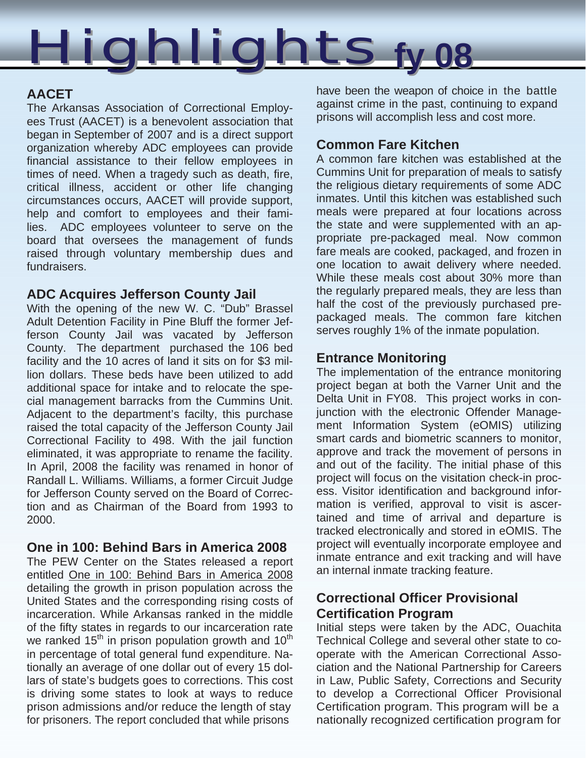# Highlights fy 08

## AACET

The Arkansas Association of Correctional Employees Trust (AACET) is a benevolent association that began in September of 2007 and is a direct support organization whereby ADC employees can provide financial assistance to their fellow employees in times of need. When a tragedy such as death, fire, critical illness, accident or other life changing circumstances occurs, AACET will provide support, help and comfort to employees and their families. ADC employees volunteer to serve on the board that oversees the management of funds raised through voluntary membership dues and fundraisers.

## ADC Acquires Jefferson County Jail

With the opening of the new W. C. "Dub" Brassel Adult Detention Facility in Pine Bluff the former Jefferson County Jail was vacated by Jefferson County. The department purchased the 106 bed facility and the 10 acres of land it sits on for $3 million dollars. These beds have been utilized to add additional space for intake and to relocate the special management barracks from the Cummins Unit. Adjacent to the department's facilty, this purchase raised the total capacity of the Jefferson County Jail Correctional Facility to 498. With the jail function eliminated, it was appropriate to rename the facility. In April, 2008 the facility was renamed in honor of Randall L. Williams. Williams, a former Circuit Judge for Jefferson County served on the Board of Correction and as Chairman of the Board from 1993 to 2000.

## One in 100: Behind Bars in America 2008

The PEW Center on the States released a report entitled One in 100: Behind Bars in America 2008 detailing the growth in prison population across the United States and the corresponding rising costs of incarceration. While Arkansas ranked in the middle of the fifty states in regards to our incarceration rate we ranked 15th in prison population growth and 10th in percentage of total general fund expenditure. Nationally an average of one dollar out of every 15 dollars of state's budgets goes to corrections. This cost is driving some states to look at ways to reduce prison admissions and/or reduce the length of stay for prisoners. The report concluded that while prisons have been the weapon of choice in the battle against crime in the past, continuing to expand prisons will accomplish less and cost more.

## Common Fare Kitchen

A common fare kitchen was established at the Cummins Unit for preparation of meals to satisfy the religious dietary requirements of some ADC inmates. Until this kitchen was established such meals were prepared at four locations across the state and were supplemented with an appropriate pre-packaged meal. Now common fare meals are cooked, packaged, and frozen in one location to await delivery where needed. While these meals cost about 30% more than the regularly prepared meals, they are less than half the cost of the previously purchased pre-packaged meals. The common fare kitchen serves roughly 1% of the inmate population.

## Entrance Monitoring

The implementation of the entrance monitoring project began at both the Varner Unit and the Delta Unit in FY08. This project works in conjunction with the electronic Offender Management Information System (eOMIS) utilizing smart cards and biometric scanners to monitor, approve and track the movement of persons in and out of the facility. The initial phase of this project will focus on the visitation check-in process. Visitor identification and background information is verified, approval to visit is ascertained and time of arrival and departure is tracked electronically and stored in eOMIS. The project will eventually incorporate employee and inmate entrance and exit tracking and will have an internal inmate tracking feature.

## Correctional Officer Provisional Certification Program

Initial steps were taken by the ADC, Ouachita Technical College and several other state to cooperate with the American Correctional Association and the National Partnership for Careers in Law, Public Safety, Corrections and Security to develop a Correctional Officer Provisional Certification program. This program will be a nationally recognized certification program for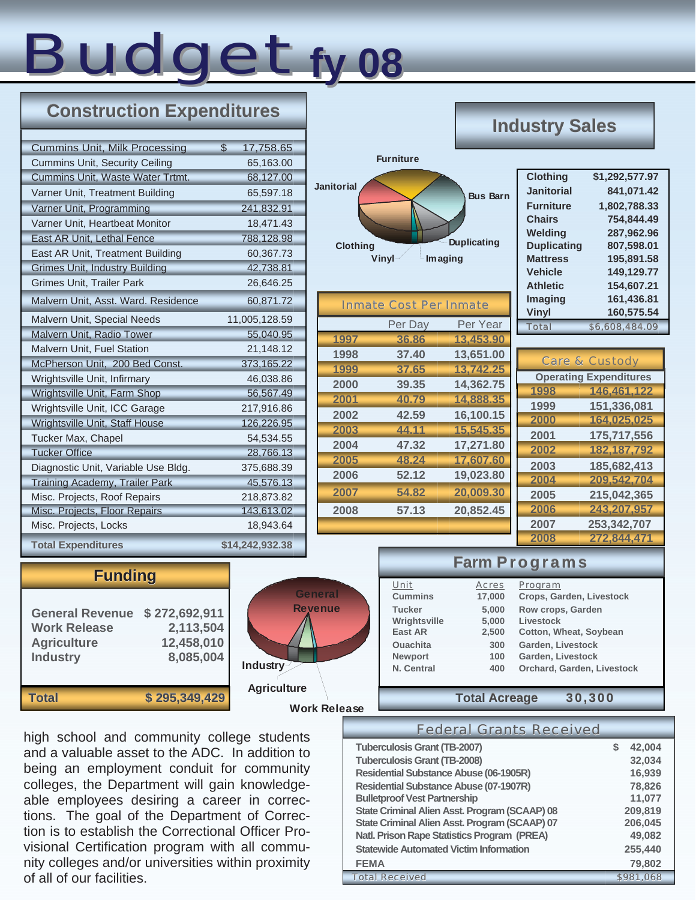# Budget fy 08

## Construction Expenditures

| Project | Amount |
|---|---|
| Cummins Unit, Milk Processing | $ 17,758.65 |
| Cummins Unit, Security Ceiling | 65,163.00 |
| Cummins Unit, Waste Water Trtmt. | 68,127.00 |
| Varner Unit, Treatment Building | 65,597.18 |
| Varner Unit, Programming | 241,832.91 |
| Varner Unit, Heartbeat Monitor | 18,471.43 |
| East AR Unit, Lethal Fence | 788,128.98 |
| East AR Unit, Treatment Building | 60,367.73 |
| Grimes Unit, Industry Building | 42,738.81 |
| Grimes Unit, Trailer Park | 26,646.25 |
| Malvern Unit, Asst. Ward. Residence | 60,871.72 |
| Malvern Unit, Special Needs | 11,005,128.59 |
| Malvern Unit, Radio Tower | 55,040.95 |
| Malvern Unit, Fuel Station | 21,148.12 |
| McPherson Unit, 200 Bed Const. | 373,165.22 |
| Wrightsville Unit, Infirmary | 46,038.86 |
| Wrightsville Unit, Farm Shop | 56,567.49 |
| Wrightsville Unit, ICC Garage | 217,916.86 |
| Wrightsville Unit, Staff House | 126,226.95 |
| Tucker Max, Chapel | 54,534.55 |
| Tucker Office | 28,766.13 |
| Diagnostic Unit, Variable Use Bldg. | 375,688.39 |
| Training Academy, Trailer Park | 45,576.13 |
| Misc. Projects, Roof Repairs | 218,873.82 |
| Misc. Projects, Floor Repairs | 143,613.02 |
| Misc. Projects, Locks | 18,943.64 |
| **Total Expenditures** | **$14,242,932.38** |

## Industry Sales

| Category | Sales |
|---|---|
| Clothing | $1,292,577.97 |
| Janitorial | 841,071.42 |
| Furniture | 1,802,788.33 |
| Chairs | 754,844.49 |
| Welding | 287,962.96 |
| Duplicating | 807,598.01 |
| Mattress | 195,891.58 |
| Vehicle | 149,129.77 |
| Athletic | 154,607.21 |
| Imaging | 161,436.81 |
| Vinyl | 160,575.54 |
| Total | $6,608,484.09 |

## Inmate Cost Per Inmate

| Year | Per Day | Per Year |
|---|---|---|
| 1997 | 36.86 | 13,453.90 |
| 1998 | 37.40 | 13,651.00 |
| 1999 | 37.65 | 13,742.25 |
| 2000 | 39.35 | 14,362.75 |
| 2001 | 40.79 | 14,888.35 |
| 2002 | 42.59 | 16,100.15 |
| 2003 | 44.11 | 15,545.35 |
| 2004 | 47.32 | 17,271.80 |
| 2005 | 48.24 | 17,607.60 |
| 2006 | 52.12 | 19,023.80 |
| 2007 | 54.82 | 20,009.30 |
| 2008 | 57.13 | 20,852.45 |

## Care & Custody

| Year | Operating Expenditures |
|---|---|
| 1998 | 146,461,122 |
| 1999 | 151,336,081 |
| 2000 | 164,025,025 |
| 2001 | 175,717,556 |
| 2002 | 182,187,792 |
| 2003 | 185,682,413 |
| 2004 | 209,542,704 |
| 2005 | 215,042,365 |
| 2006 | 243,207,957 |
| 2007 | 253,342,707 |
| 2008 | 272,844,471 |

## Funding

| Source | Amount |
|---|---|
| General Revenue | $ 272,692,911 |
| Work Release | 2,113,504 |
| Agriculture | 12,458,010 |
| Industry | 8,085,004 |
| **Total** | **$ 295,349,429** |

## Farm Programs

| Unit | Acres | Program |
|---|---|---|
| Cummins | 17,000 | Crops, Garden, Livestock |
| Tucker | 5,000 | Row crops, Garden |
| Wrightsville | 5,000 | Livestock |
| East AR | 2,500 | Cotton, Wheat, Soybean |
| Ouachita | 300 | Garden, Livestock |
| Newport | 100 | Garden, Livestock |
| N. Central | 400 | Orchard, Garden, Livestock |
| **Total Acreage** | **30,300** | |

high school and community college students and a valuable asset to the ADC. In addition to being an employment conduit for community colleges, the Department will gain knowledgeable employees desiring a career in corrections. The goal of the Department of Correction is to establish the Correctional Officer Provisional Certification program with all community colleges and/or universities within proximity of all of our facilities.

## Federal Grants Received

| Grant | Amount |
|---|---|
| Tuberculosis Grant (TB-2007) | $ 42,004 |
| Tuberculosis Grant (TB-2008) | 32,034 |
| Residential Substance Abuse (06-1905R) | 16,939 |
| Residential Substance Abuse (07-1907R) | 78,826 |
| Bulletproof Vest Partnership | 11,077 |
| State Criminal Alien Asst. Program (SCAAP) 08 | 209,819 |
| State Criminal Alien Asst. Program (SCAAP) 07 | 206,045 |
| Natl. Prison Rape Statistics Program (PREA) | 49,082 |
| Statewide Automated Victim Information | 255,440 |
| FEMA | 79,802 |
| Total Received | $981,068 |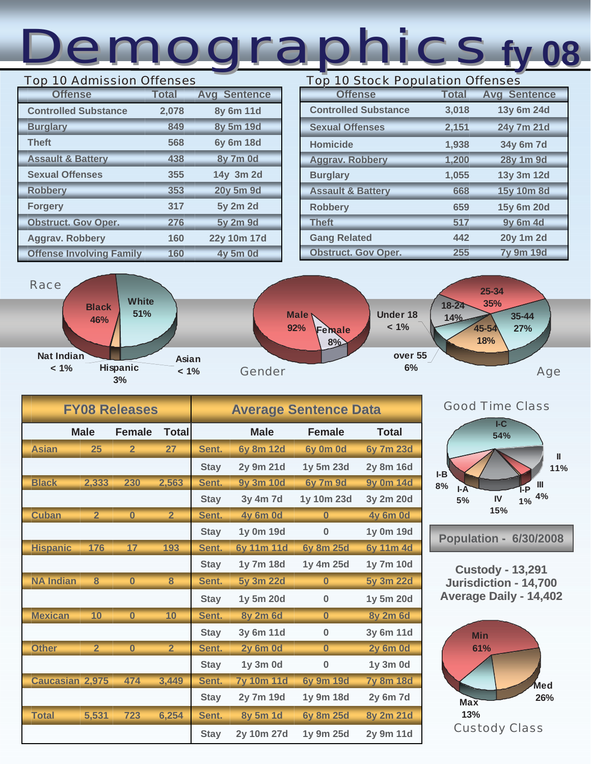# Demographics fy 08

## Top 10 Admission Offenses

| Offense | Total | Avg Sentence |
|---|---|---|
| Controlled Substance | 2,078 | 8y 6m 11d |
| Burglary | 849 | 8y 5m 19d |
| Theft | 568 | 6y 6m 18d |
| Assault & Battery | 438 | 8y 7m 0d |
| Sexual Offenses | 355 | 14y 3m 2d |
| Robbery | 353 | 20y 5m 9d |
| Forgery | 317 | 5y 2m 2d |
| Obstruct. Gov Oper. | 276 | 5y 2m 9d |
| Aggrav. Robbery | 160 | 22y 10m 17d |
| Offense Involving Family | 160 | 4y 5m 0d |

## Top 10 Stock Population Offenses

| Offense | Total | Avg Sentence |
|---|---|---|
| Controlled Substance | 3,018 | 13y 6m 24d |
| Sexual Offenses | 2,151 | 24y 7m 21d |
| Homicide | 1,938 | 34y 6m 7d |
| Aggrav. Robbery | 1,200 | 28y 1m 9d |
| Burglary | 1,055 | 13y 3m 12d |
| Assault & Battery | 668 | 15y 10m 8d |
| Robbery | 659 | 15y 6m 20d |
| Theft | 517 | 9y 6m 4d |
| Gang Related | 442 | 20y 1m 2d |
| Obstruct. Gov Oper. | 255 | 7y 9m 19d |

## Race

- White 51%
- Black 46%
- Hispanic 3%
- Nat Indian < 1%
- Asian < 1%

## Gender

- Male 92%
- Female 8%

## Age

- Under 18 < 1%
- 18-24 14%
- 25-34 35%
- 35-44 27%
- 45-54 18%
- over 55 6%

## FY08 Releases / Average Sentence Data

| | Male | Female | Total | | Male | Female | Total |
|---|---|---|---|---|---|---|---|
| Asian | 25 | 2 | 27 | Sent. | 6y 8m 12d | 6y 0m 0d | 6y 7m 23d |
| | | | | Stay | 2y 9m 21d | 1y 5m 23d | 2y 8m 16d |
| Black | 2,333 | 230 | 2,563 | Sent. | 9y 3m 10d | 6y 7m 9d | 9y 0m 14d |
| | | | | Stay | 3y 4m 7d | 1y 10m 23d | 3y 2m 20d |
| Cuban | 2 | 0 | 2 | Sent. | 4y 6m 0d | 0 | 4y 6m 0d |
| | | | | Stay | 1y 0m 19d | 0 | 1y 0m 19d |
| Hispanic | 176 | 17 | 193 | Sent. | 6y 11m 11d | 6y 8m 25d | 6y 11m 4d |
| | | | | Stay | 1y 7m 18d | 1y 4m 25d | 1y 7m 10d |
| NA Indian | 8 | 0 | 8 | Sent. | 5y 3m 22d | 0 | 5y 3m 22d |
| | | | | Stay | 1y 5m 20d | 0 | 1y 5m 20d |
| Mexican | 10 | 0 | 10 | Sent. | 8y 2m 6d | 0 | 8y 2m 6d |
| | | | | Stay | 3y 6m 11d | 0 | 3y 6m 11d |
| Other | 2 | 0 | 2 | Sent. | 2y 6m 0d | 0 | 2y 6m 0d |
| | | | | Stay | 1y 3m 0d | 0 | 1y 3m 0d |
| Caucasian | 2,975 | 474 | 3,449 | Sent. | 7y 10m 11d | 6y 9m 19d | 7y 8m 18d |
| | | | | Stay | 2y 7m 19d | 1y 9m 18d | 2y 6m 7d |
| Total | 5,531 | 723 | 6,254 | Sent. | 8y 5m 1d | 6y 8m 25d | 8y 2m 21d |
| | | | | Stay | 2y 10m 27d | 1y 9m 25d | 2y 9m 11d |

## Good Time Class

- I-C 54%
- II 11%
- III 4%
- I-P 1%
- IV 15%
- I-A 5%
- I-B 8%

## Population - 6/30/2008

**Custody - 13,291**
**Jurisdiction - 14,700**
**Average Daily - 14,402**

## Custody Class

- Min 61%
- Med 26%
- Max 13%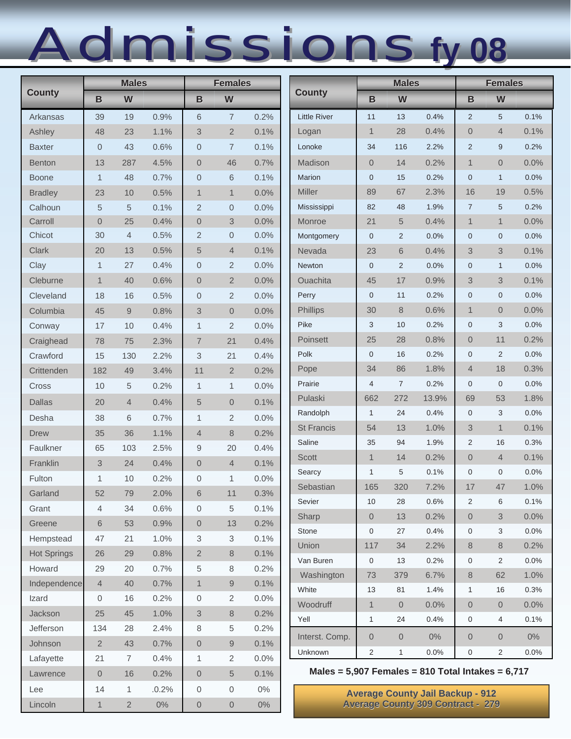# Admissions fy 08

| County | Males | | | Females | | |
|---|---|---|---|---|---|---|
| | B | W | | B | W | |
| Arkansas | 39 | 19 | 0.9% | 6 | 7 | 0.2% |
| Ashley | 48 | 23 | 1.1% | 3 | 2 | 0.1% |
| Baxter | 0 | 43 | 0.6% | 0 | 7 | 0.1% |
| Benton | 13 | 287 | 4.5% | 0 | 46 | 0.7% |
| Boone | 1 | 48 | 0.7% | 0 | 6 | 0.1% |
| Bradley | 23 | 10 | 0.5% | 1 | 1 | 0.0% |
| Calhoun | 5 | 5 | 0.1% | 2 | 0 | 0.0% |
| Carroll | 0 | 25 | 0.4% | 0 | 3 | 0.0% |
| Chicot | 30 | 4 | 0.5% | 2 | 0 | 0.0% |
| Clark | 20 | 13 | 0.5% | 5 | 4 | 0.1% |
| Clay | 1 | 27 | 0.4% | 0 | 2 | 0.0% |
| Cleburne | 1 | 40 | 0.6% | 0 | 2 | 0.0% |
| Cleveland | 18 | 16 | 0.5% | 0 | 2 | 0.0% |
| Columbia | 45 | 9 | 0.8% | 3 | 0 | 0.0% |
| Conway | 17 | 10 | 0.4% | 1 | 2 | 0.0% |
| Craighead | 78 | 75 | 2.3% | 7 | 21 | 0.4% |
| Crawford | 15 | 130 | 2.2% | 3 | 21 | 0.4% |
| Crittenden | 182 | 49 | 3.4% | 11 | 2 | 0.2% |
| Cross | 10 | 5 | 0.2% | 1 | 1 | 0.0% |
| Dallas | 20 | 4 | 0.4% | 5 | 0 | 0.1% |
| Desha | 38 | 6 | 0.7% | 1 | 2 | 0.0% |
| Drew | 35 | 36 | 1.1% | 4 | 8 | 0.2% |
| Faulkner | 65 | 103 | 2.5% | 9 | 20 | 0.4% |
| Franklin | 3 | 24 | 0.4% | 0 | 4 | 0.1% |
| Fulton | 1 | 10 | 0.2% | 0 | 1 | 0.0% |
| Garland | 52 | 79 | 2.0% | 6 | 11 | 0.3% |
| Grant | 4 | 34 | 0.6% | 0 | 5 | 0.1% |
| Greene | 6 | 53 | 0.9% | 0 | 13 | 0.2% |
| Hempstead | 47 | 21 | 1.0% | 3 | 3 | 0.1% |
| Hot Springs | 26 | 29 | 0.8% | 2 | 8 | 0.1% |
| Howard | 29 | 20 | 0.7% | 5 | 8 | 0.2% |
| Independence | 4 | 40 | 0.7% | 1 | 9 | 0.1% |
| Izard | 0 | 16 | 0.2% | 0 | 2 | 0.0% |
| Jackson | 25 | 45 | 1.0% | 3 | 8 | 0.2% |
| Jefferson | 134 | 28 | 2.4% | 8 | 5 | 0.2% |
| Johnson | 2 | 43 | 0.7% | 0 | 9 | 0.1% |
| Lafayette | 21 | 7 | 0.4% | 1 | 2 | 0.0% |
| Lawrence | 0 | 16 | 0.2% | 0 | 5 | 0.1% |
| Lee | 14 | 1 | .0.2% | 0 | 0 | 0% |
| Lincoln | 1 | 2 | 0% | 0 | 0 | 0% |
| Little River | 11 | 13 | 0.4% | 2 | 5 | 0.1% |
| Logan | 1 | 28 | 0.4% | 0 | 4 | 0.1% |
| Lonoke | 34 | 116 | 2.2% | 2 | 9 | 0.2% |
| Madison | 0 | 14 | 0.2% | 1 | 0 | 0.0% |
| Marion | 0 | 15 | 0.2% | 0 | 1 | 0.0% |
| Miller | 89 | 67 | 2.3% | 16 | 19 | 0.5% |
| Mississippi | 82 | 48 | 1.9% | 7 | 5 | 0.2% |
| Monroe | 21 | 5 | 0.4% | 1 | 1 | 0.0% |
| Montgomery | 0 | 2 | 0.0% | 0 | 0 | 0.0% |
| Nevada | 23 | 6 | 0.4% | 3 | 3 | 0.1% |
| Newton | 0 | 2 | 0.0% | 0 | 1 | 0.0% |
| Ouachita | 45 | 17 | 0.9% | 3 | 3 | 0.1% |
| Perry | 0 | 11 | 0.2% | 0 | 0 | 0.0% |
| Phillips | 30 | 8 | 0.6% | 1 | 0 | 0.0% |
| Pike | 3 | 10 | 0.2% | 0 | 3 | 0.0% |
| Poinsett | 25 | 28 | 0.8% | 0 | 11 | 0.2% |
| Polk | 0 | 16 | 0.2% | 0 | 2 | 0.0% |
| Pope | 34 | 86 | 1.8% | 4 | 18 | 0.3% |
| Prairie | 4 | 7 | 0.2% | 0 | 0 | 0.0% |
| Pulaski | 662 | 272 | 13.9% | 69 | 53 | 1.8% |
| Randolph | 1 | 24 | 0.4% | 0 | 3 | 0.0% |
| St Francis | 54 | 13 | 1.0% | 3 | 1 | 0.1% |
| Saline | 35 | 94 | 1.9% | 2 | 16 | 0.3% |
| Scott | 1 | 14 | 0.2% | 0 | 4 | 0.1% |
| Searcy | 1 | 5 | 0.1% | 0 | 0 | 0.0% |
| Sebastian | 165 | 320 | 7.2% | 17 | 47 | 1.0% |
| Sevier | 10 | 28 | 0.6% | 2 | 6 | 0.1% |
| Sharp | 0 | 13 | 0.2% | 0 | 3 | 0.0% |
| Stone | 0 | 27 | 0.4% | 0 | 3 | 0.0% |
| Union | 117 | 34 | 2.2% | 8 | 8 | 0.2% |
| Van Buren | 0 | 13 | 0.2% | 0 | 2 | 0.0% |
| Washington | 73 | 379 | 6.7% | 8 | 62 | 1.0% |
| White | 13 | 81 | 1.4% | 1 | 16 | 0.3% |
| Woodruff | 1 | 0 | 0.0% | 0 | 0 | 0.0% |
| Yell | 1 | 24 | 0.4% | 0 | 4 | 0.1% |
| Interst. Comp. | 0 | 0 | 0% | 0 | 0 | 0% |
| Unknown | 2 | 1 | 0.0% | 0 | 2 | 0.0% |

**Males = 5,907 Females = 810 Total Intakes = 6,717**

**Average County Jail Backup - 912**
**Average County 309 Contract - 279**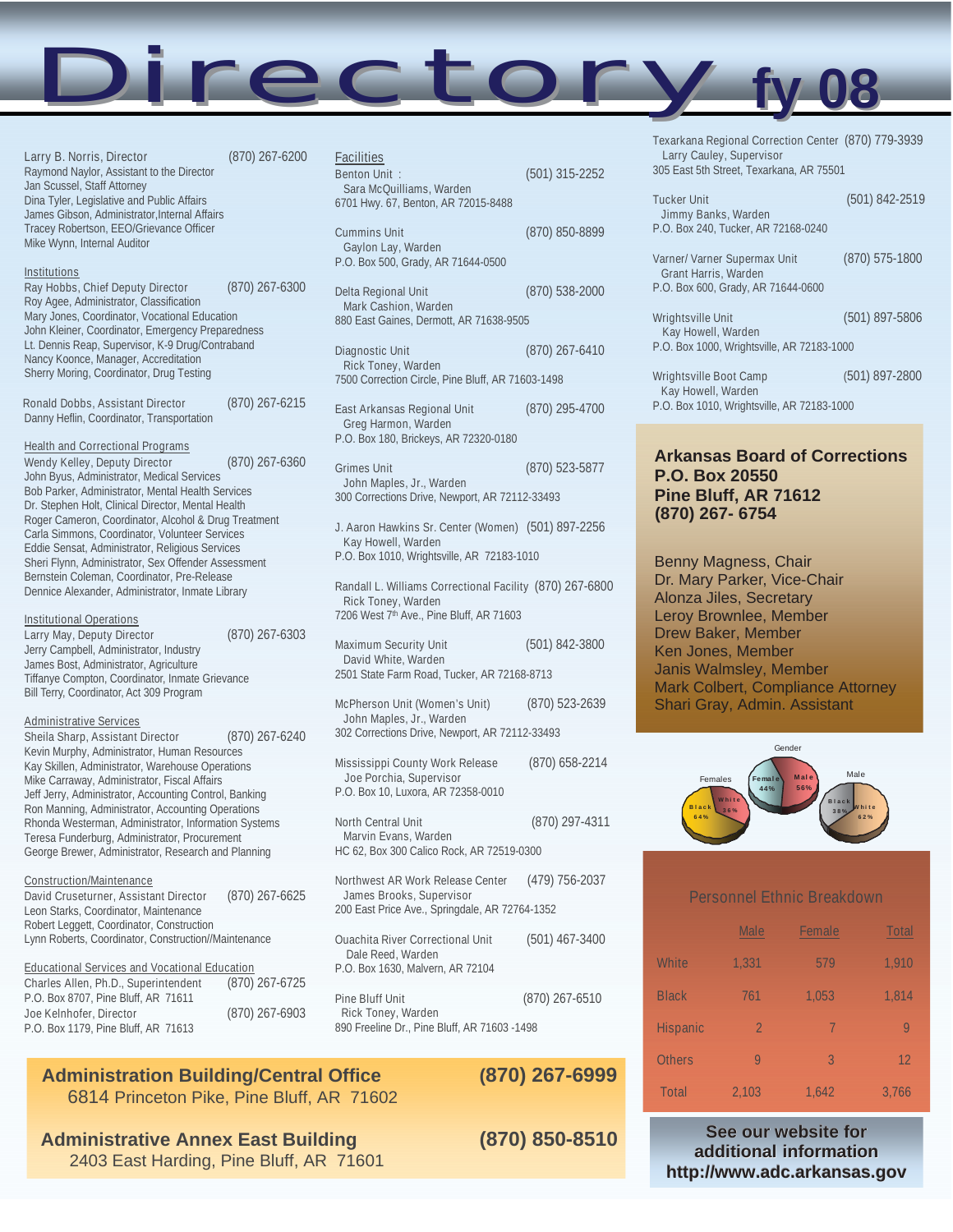# Directory fy 08

Larry B. Norris, Director (870) 267-6200
Raymond Naylor, Assistant to the Director
Jan Scussel, Staff Attorney
Dina Tyler, Legislative and Public Affairs
James Gibson, Administrator, Internal Affairs
Tracey Robertson, EEO/Grievance Officer
Mike Wynn, Internal Auditor

Institutions
Ray Hobbs, Chief Deputy Director (870) 267-6300
Roy Agee, Administrator, Classification
Mary Jones, Coordinator, Vocational Education
John Kleiner, Coordinator, Emergency Preparedness
Lt. Dennis Reap, Supervisor, K-9 Drug/Contraband
Nancy Koonce, Manager, Accreditation
Sherry Moring, Coordinator, Drug Testing

Ronald Dobbs, Assistant Director (870) 267-6215
Danny Heflin, Coordinator, Transportation

Health and Correctional Programs
Wendy Kelley, Deputy Director (870) 267-6360
John Byus, Administrator, Medical Services
Bob Parker, Administrator, Mental Health Services
Dr. Stephen Holt, Clinical Director, Mental Health
Roger Cameron, Coordinator, Alcohol & Drug Treatment
Carla Simmons, Coordinator, Volunteer Services
Eddie Sensat, Administrator, Religious Services
Sheri Flynn, Administrator, Sex Offender Assessment
Bernstein Coleman, Coordinator, Pre-Release
Dennice Alexander, Administrator, Inmate Library

Institutional Operations
Larry May, Deputy Director (870) 267-6303
Jerry Campbell, Administrator, Industry
James Bost, Administrator, Agriculture
Tiffanye Compton, Coordinator, Inmate Grievance
Bill Terry, Coordinator, Act 309 Program

Administrative Services
Sheila Sharp, Assistant Director (870) 267-6240
Kevin Murphy, Administrator, Human Resources
Kay Skillen, Administrator, Warehouse Operations
Mike Carraway, Administrator, Fiscal Affairs
Jeff Jerry, Administrator, Accounting Control, Banking
Ron Manning, Administrator, Accounting Operations
Rhonda Westerman, Administrator, Information Systems
Teresa Funderburg, Administrator, Procurement
George Brewer, Administrator, Research and Planning

Construction/Maintenance
David Cruseturner, Assistant Director (870) 267-6625
Leon Starks, Coordinator, Maintenance
Robert Leggett, Coordinator, Construction
Lynn Roberts, Coordinator, Construction//Maintenance

Educational Services and Vocational Education
Charles Allen, Ph.D., Superintendent (870) 267-6725
P.O. Box 8707, Pine Bluff, AR 71611
Joe Kelnhofer, Director (870) 267-6903
P.O. Box 1179, Pine Bluff, AR 71613

Facilities

Benton Unit : (501) 315-2252
Sara McQuilliams, Warden
6701 Hwy. 67, Benton, AR 72015-8488

Cummins Unit (870) 850-8899
Gaylon Lay, Warden
P.O. Box 500, Grady, AR 71644-0500

Delta Regional Unit (870) 538-2000
Mark Cashion, Warden
880 East Gaines, Dermott, AR 71638-9505

Diagnostic Unit (870) 267-6410
Rick Toney, Warden
7500 Correction Circle, Pine Bluff, AR 71603-1498

East Arkansas Regional Unit (870) 295-4700
Greg Harmon, Warden
P.O. Box 180, Brickeys, AR 72320-0180

Grimes Unit (870) 523-5877
John Maples, Jr., Warden
300 Corrections Drive, Newport, AR 72112-33493

J. Aaron Hawkins Sr. Center (Women) (501) 897-2256
Kay Howell, Warden
P.O. Box 1010, Wrightsville, AR 72183-1010

Randall L. Williams Correctional Facility (870) 267-6800
Rick Toney, Warden
7206 West 7th Ave., Pine Bluff, AR 71603

Maximum Security Unit (501) 842-3800
David White, Warden
2501 State Farm Road, Tucker, AR 72168-8713

McPherson Unit (Women's Unit) (870) 523-2639
John Maples, Jr., Warden
302 Corrections Drive, Newport, AR 72112-33493

Mississippi County Work Release (870) 658-2214
Joe Porchia, Supervisor
P.O. Box 10, Luxora, AR 72358-0010

North Central Unit (870) 297-4311
Marvin Evans, Warden
HC 62, Box 300 Calico Rock, AR 72519-0300

Northwest AR Work Release Center (479) 756-2037
James Brooks, Supervisor
200 East Price Ave., Springdale, AR 72764-1352

Ouachita River Correctional Unit (501) 467-3400
Dale Reed, Warden
P.O. Box 1630, Malvern, AR 72104

Pine Bluff Unit (870) 267-6510
Rick Toney, Warden
890 Freeline Dr., Pine Bluff, AR 71603 -1498

Texarkana Regional Correction Center (870) 779-3939
Larry Cauley, Supervisor
305 East 5th Street, Texarkana, AR 75501

Tucker Unit (501) 842-2519
Jimmy Banks, Warden
P.O. Box 240, Tucker, AR 72168-0240

Varner/ Varner Supermax Unit (870) 575-1800
Grant Harris, Warden
P.O. Box 600, Grady, AR 71644-0600

Wrightsville Unit (501) 897-5806
Kay Howell, Warden
P.O. Box 1000, Wrightsville, AR 72183-1000

Wrightsville Boot Camp (501) 897-2800
Kay Howell, Warden
P.O. Box 1010, Wrightsville, AR 72183-1000

**Arkansas Board of Corrections**
**P.O. Box 20550**
**Pine Bluff, AR 71612**
**(870) 267- 6754**

Benny Magness, Chair
Dr. Mary Parker, Vice-Chair
Alonza Jiles, Secretary
Leroy Brownlee, Member
Drew Baker, Member
Ken Jones, Member
Janis Walmsley, Member
Mark Colbert, Compliance Attorney
Shari Gray, Admin. Assistant

Gender
Female 44%
Male 56%

Females
Black 64%
White 36%

Male
Black 38%
White 62%

Personnel Ethnic Breakdown

| | Male | Female | Total |
|---|---|---|---|
| White | 1,331 | 579 | 1,910 |
| Black | 761 | 1,053 | 1,814 |
| Hispanic | 2 | 7 | 9 |
| Others | 9 | 3 | 12 |
| Total | 2,103 | 1,642 | 3,766 |

**Administration Building/Central Office** **(870) 267-6999**
6814 Princeton Pike, Pine Bluff, AR 71602

**Administrative Annex East Building** **(870) 850-8510**
2403 East Harding, Pine Bluff, AR 71601

**See our website for additional information**
**http://www.adc.arkansas.gov**